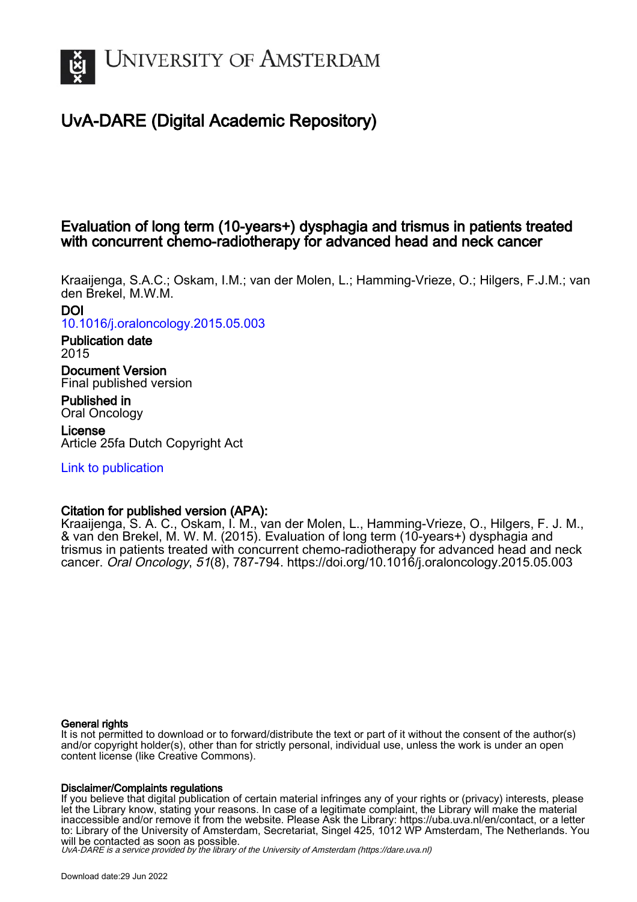# UNIVERSITY OF AMSTERDAM

## UvA-DARE (Digital Academic Repository)

## Evaluation of long term (10-years+) dysphagia and trismus in patients treated with concurrent chemo-radiotherapy for advanced head and neck cancer

Kraaijenga, S.A.C.; Oskam, I.M.; van der Molen, L.; Hamming-Vrieze, O.; Hilgers, F.J.M.; van den Brekel, M.W.M.

**DOI**
10.1016/j.oraloncology.2015.05.003

**Publication date**
2015

**Document Version**
Final published version

**Published in**
Oral Oncology

**License**
Article 25fa Dutch Copyright Act

Link to publication

**Citation for published version (APA):**
Kraaijenga, S. A. C., Oskam, I. M., van der Molen, L., Hamming-Vrieze, O., Hilgers, F. J. M., & van den Brekel, M. W. M. (2015). Evaluation of long term (10-years+) dysphagia and trismus in patients treated with concurrent chemo-radiotherapy for advanced head and neck cancer. *Oral Oncology*, *51*(8), 787-794. https://doi.org/10.1016/j.oraloncology.2015.05.003

**General rights**
It is not permitted to download or to forward/distribute the text or part of it without the consent of the author(s) and/or copyright holder(s), other than for strictly personal, individual use, unless the work is under an open content license (like Creative Commons).

**Disclaimer/Complaints regulations**
If you believe that digital publication of certain material infringes any of your rights or (privacy) interests, please let the Library know, stating your reasons. In case of a legitimate complaint, the Library will make the material inaccessible and/or remove it from the website. Please Ask the Library: https://uba.uva.nl/en/contact, or a letter to: Library of the University of Amsterdam, Secretariat, Singel 425, 1012 WP Amsterdam, The Netherlands. You will be contacted as soon as possible.

*UvA-DARE is a service provided by the library of the University of Amsterdam (https://dare.uva.nl)*

Download date:29 Jun 2022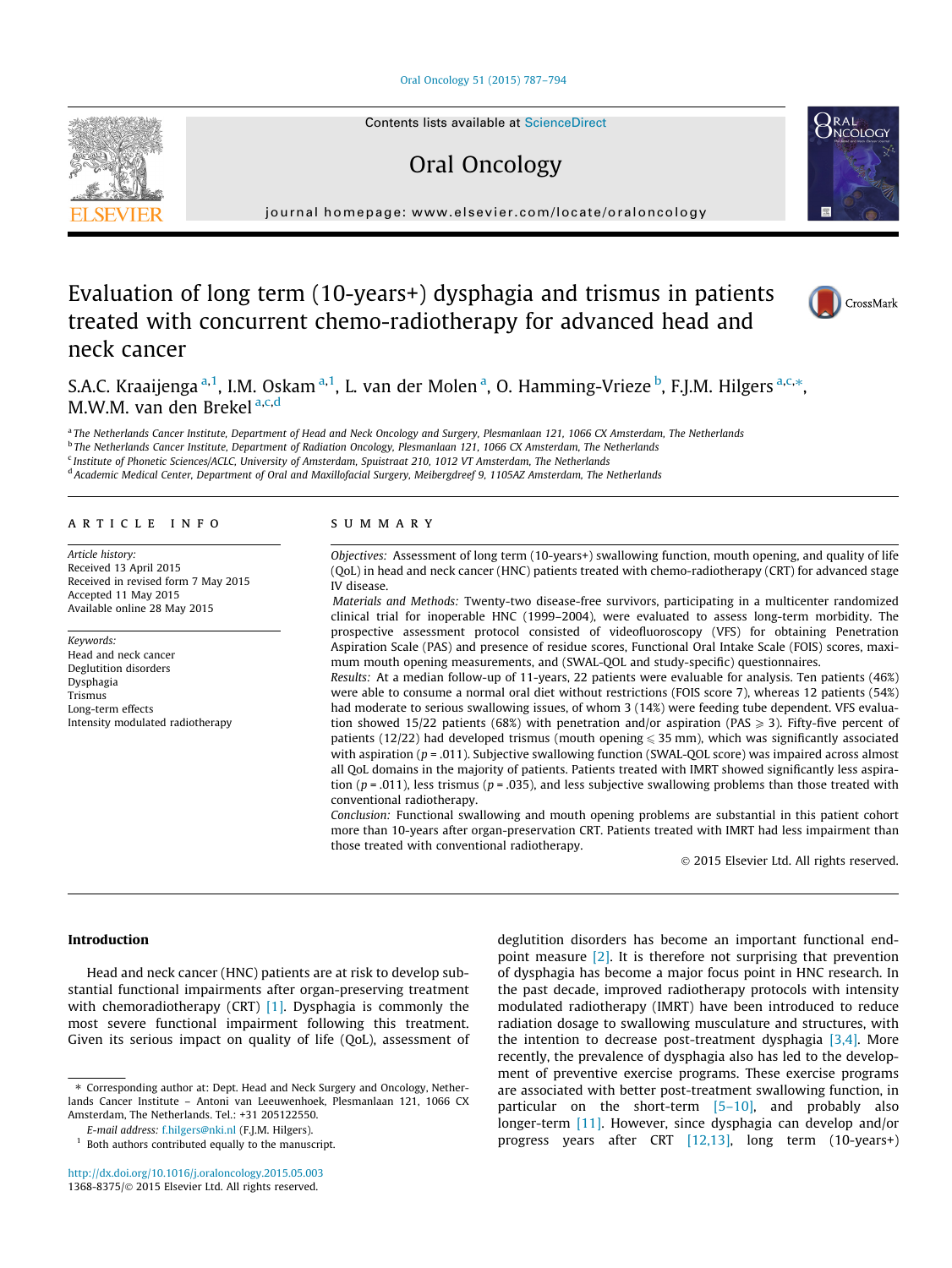# Evaluation of long term (10-years+) dysphagia and trismus in patients treated with concurrent chemo-radiotherapy for advanced head and neck cancer

S.A.C. Kraaijenga [a,1], I.M. Oskam [a,1], L. van der Molen [a], O. Hamming-Vrieze [b], F.J.M. Hilgers [a,c,*], M.W.M. van den Brekel [a,c,d]

[a] The Netherlands Cancer Institute, Department of Head and Neck Oncology and Surgery, Plesmanlaan 121, 1066 CX Amsterdam, The Netherlands
[b] The Netherlands Cancer Institute, Department of Radiation Oncology, Plesmanlaan 121, 1066 CX Amsterdam, The Netherlands
[c] Institute of Phonetic Sciences/ACLC, University of Amsterdam, Spuistraat 210, 1012 VT Amsterdam, The Netherlands
[d] Academic Medical Center, Department of Oral and Maxillofacial Surgery, Meibergdreef 9, 1105AZ Amsterdam, The Netherlands

## ARTICLE INFO

*Article history:*
Received 13 April 2015
Received in revised form 7 May 2015
Accepted 11 May 2015
Available online 28 May 2015

*Keywords:*
Head and neck cancer
Deglutition disorders
Dysphagia
Trismus
Long-term effects
Intensity modulated radiotherapy

## SUMMARY

*Objectives:* Assessment of long term (10-years+) swallowing function, mouth opening, and quality of life (QoL) in head and neck cancer (HNC) patients treated with chemo-radiotherapy (CRT) for advanced stage IV disease.

*Materials and Methods:* Twenty-two disease-free survivors, participating in a multicenter randomized clinical trial for inoperable HNC (1999–2004), were evaluated to assess long-term morbidity. The prospective assessment protocol consisted of videofluoroscopy (VFS) for obtaining Penetration Aspiration Scale (PAS) and presence of residue scores, Functional Oral Intake Scale (FOIS) scores, maximum mouth opening measurements, and (SWAL-QOL and study-specific) questionnaires.

*Results:* At a median follow-up of 11-years, 22 patients were evaluable for analysis. Ten patients (46%) were able to consume a normal oral diet without restrictions (FOIS score 7), whereas 12 patients (54%) had moderate to serious swallowing issues, of whom 3 (14%) were feeding tube dependent. VFS evaluation showed 15/22 patients (68%) with penetration and/or aspiration (PAS $\geqslant$ 3). Fifty-five percent of patients (12/22) had developed trismus (mouth opening $\leqslant$ 35 mm), which was significantly associated with aspiration ($p = .011$). Subjective swallowing function (SWAL-QOL score) was impaired across almost all QoL domains in the majority of patients. Patients treated with IMRT showed significantly less aspiration ($p = .011$), less trismus ($p = .035$), and less subjective swallowing problems than those treated with conventional radiotherapy.

*Conclusion:* Functional swallowing and mouth opening problems are substantial in this patient cohort more than 10-years after organ-preservation CRT. Patients treated with IMRT had less impairment than those treated with conventional radiotherapy.

© 2015 Elsevier Ltd. All rights reserved.

## Introduction

Head and neck cancer (HNC) patients are at risk to develop substantial functional impairments after organ-preserving treatment with chemoradiotherapy (CRT) [1]. Dysphagia is commonly the most severe functional impairment following this treatment. Given its serious impact on quality of life (QoL), assessment of deglutition disorders has become an important functional endpoint measure [2]. It is therefore not surprising that prevention of dysphagia has become a major focus point in HNC research. In the past decade, improved radiotherapy protocols with intensity modulated radiotherapy (IMRT) have been introduced to reduce radiation dosage to swallowing musculature and structures, with the intention to decrease post-treatment dysphagia [3,4]. More recently, the prevalence of dysphagia also has led to the development of preventive exercise programs. These exercise programs are associated with better post-treatment swallowing function, in particular on the short-term [5–10], and probably also longer-term [11]. However, since dysphagia can develop and/or progress years after CRT [12,13], long term (10-years+)

* Corresponding author at: Dept. Head and Neck Surgery and Oncology, Netherlands Cancer Institute – Antoni van Leeuwenhoek, Plesmanlaan 121, 1066 CX Amsterdam, The Netherlands. Tel.: +31 205122550.
E-mail address: f.hilgers@nki.nl (F.J.M. Hilgers).
[1] Both authors contributed equally to the manuscript.

http://dx.doi.org/10.1016/j.oraloncology.2015.05.003
1368-8375/© 2015 Elsevier Ltd. All rights reserved.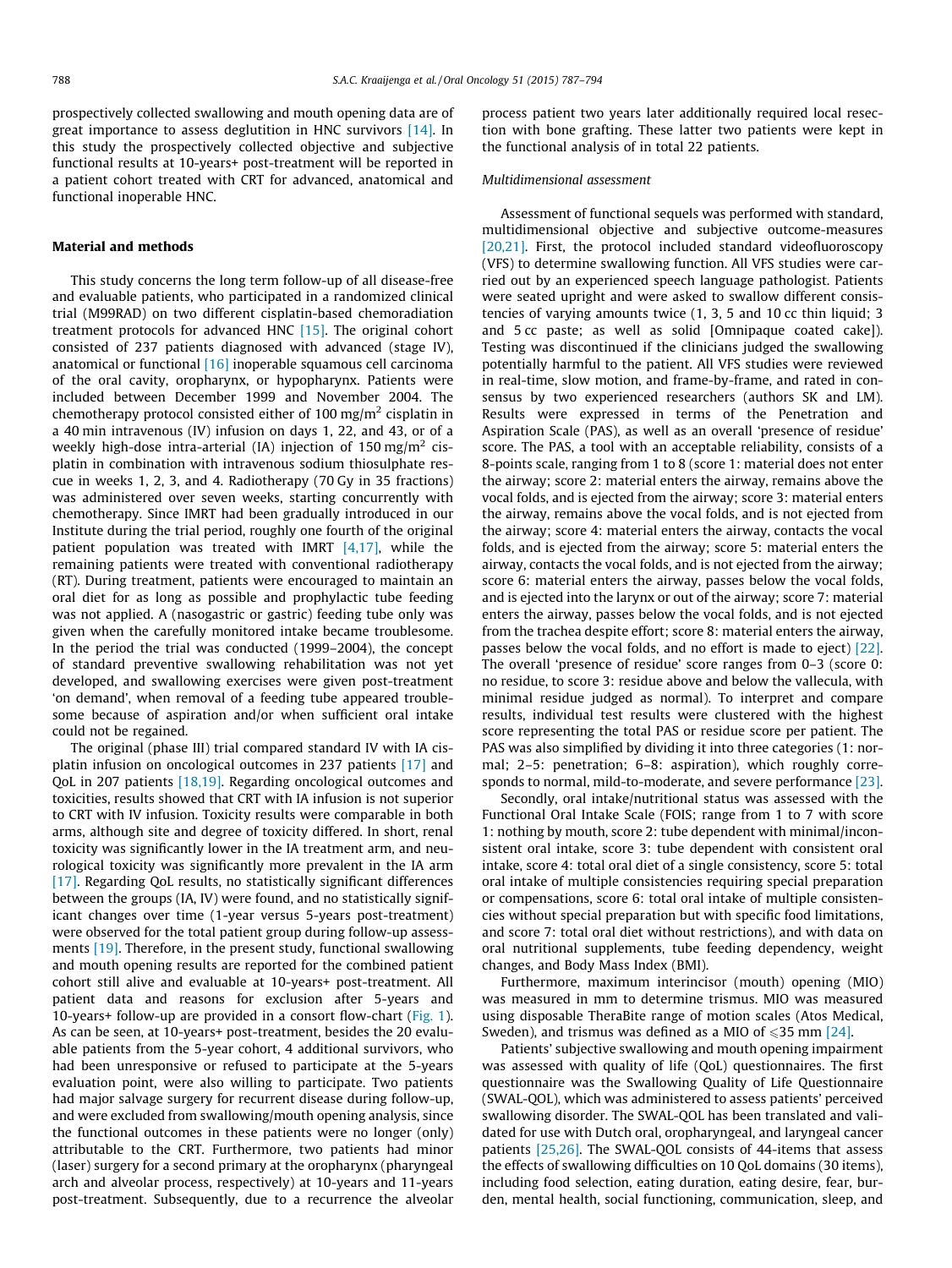prospectively collected swallowing and mouth opening data are of great importance to assess deglutition in HNC survivors [14]. In this study the prospectively collected objective and subjective functional results at 10-years+ post-treatment will be reported in a patient cohort treated with CRT for advanced, anatomical and functional inoperable HNC.

## Material and methods

This study concerns the long term follow-up of all disease-free and evaluable patients, who participated in a randomized clinical trial (M99RAD) on two different cisplatin-based chemoradiation treatment protocols for advanced HNC [15]. The original cohort consisted of 237 patients diagnosed with advanced (stage IV), anatomical or functional [16] inoperable squamous cell carcinoma of the oral cavity, oropharynx, or hypopharynx. Patients were included between December 1999 and November 2004. The chemotherapy protocol consisted either of 100 mg/m$^2$ cisplatin in a 40 min intravenous (IV) infusion on days 1, 22, and 43, or of a weekly high-dose intra-arterial (IA) injection of 150 mg/m$^2$ cisplatin in combination with intravenous sodium thiosulphate rescue in weeks 1, 2, 3, and 4. Radiotherapy (70 Gy in 35 fractions) was administered over seven weeks, starting concurrently with chemotherapy. Since IMRT had been gradually introduced in our Institute during the trial period, roughly one fourth of the original patient population was treated with IMRT [4,17], while the remaining patients were treated with conventional radiotherapy (RT). During treatment, patients were encouraged to maintain an oral diet for as long as possible and prophylactic tube feeding was not applied. A (nasogastric or gastric) feeding tube only was given when the carefully monitored intake became troublesome. In the period the trial was conducted (1999–2004), the concept of standard preventive swallowing rehabilitation was not yet developed, and swallowing exercises were given post-treatment 'on demand', when removal of a feeding tube appeared troublesome because of aspiration and/or when sufficient oral intake could not be regained.

The original (phase III) trial compared standard IV with IA cisplatin infusion on oncological outcomes in 237 patients [17] and QoL in 207 patients [18,19]. Regarding oncological outcomes and toxicities, results showed that CRT with IA infusion is not superior to CRT with IV infusion. Toxicity results were comparable in both arms, although site and degree of toxicity differed. In short, renal toxicity was significantly lower in the IA treatment arm, and neurological toxicity was significantly more prevalent in the IA arm [17]. Regarding QoL results, no statistically significant differences between the groups (IA, IV) were found, and no statistically significant changes over time (1-year versus 5-years post-treatment) were observed for the total patient group during follow-up assessments [19]. Therefore, in the present study, functional swallowing and mouth opening results are reported for the combined patient cohort still alive and evaluable at 10-years+ post-treatment. All patient data and reasons for exclusion after 5-years and 10-years+ follow-up are provided in a consort flow-chart (Fig. 1). As can be seen, at 10-years+ post-treatment, besides the 20 evaluable patients from the 5-year cohort, 4 additional survivors, who had been unresponsive or refused to participate at the 5-years evaluation point, were also willing to participate. Two patients had major salvage surgery for recurrent disease during follow-up, and were excluded from swallowing/mouth opening analysis, since the functional outcomes in these patients were no longer (only) attributable to the CRT. Furthermore, two patients had minor (laser) surgery for a second primary at the oropharynx (pharyngeal arch and alveolar process, respectively) at 10-years and 11-years post-treatment. Subsequently, due to a recurrence the alveolar process patient two years later additionally required local resection with bone grafting. These latter two patients were kept in the functional analysis of in total 22 patients.

### Multidimensional assessment

Assessment of functional sequels was performed with standard, multidimensional objective and subjective outcome-measures [20,21]. First, the protocol included standard videofluoroscopy (VFS) to determine swallowing function. All VFS studies were carried out by an experienced speech language pathologist. Patients were seated upright and were asked to swallow different consistencies of varying amounts twice (1, 3, 5 and 10 cc thin liquid; 3 and 5 cc paste; as well as solid [Omnipaque coated cake]). Testing was discontinued if the clinicians judged the swallowing potentially harmful to the patient. All VFS studies were reviewed in real-time, slow motion, and frame-by-frame, and rated in consensus by two experienced researchers (authors SK and LM). Results were expressed in terms of the Penetration and Aspiration Scale (PAS), as well as an overall 'presence of residue' score. The PAS, a tool with an acceptable reliability, consists of a 8-points scale, ranging from 1 to 8 (score 1: material does not enter the airway; score 2: material enters the airway, remains above the vocal folds, and is ejected from the airway; score 3: material enters the airway, remains above the vocal folds, and is not ejected from the airway; score 4: material enters the airway, contacts the vocal folds, and is ejected from the airway; score 5: material enters the airway, contacts the vocal folds, and is not ejected from the airway; score 6: material enters the airway, passes below the vocal folds, and is ejected into the larynx or out of the airway; score 7: material enters the airway, passes below the vocal folds, and is not ejected from the trachea despite effort; score 8: material enters the airway, passes below the vocal folds, and no effort is made to eject) [22]. The overall 'presence of residue' score ranges from 0–3 (score 0: no residue, to score 3: residue above and below the vallecula, with minimal residue judged as normal). To interpret and compare results, individual test results were clustered with the highest score representing the total PAS or residue score per patient. The PAS was also simplified by dividing it into three categories (1: normal; 2–5: penetration; 6–8: aspiration), which roughly corresponds to normal, mild-to-moderate, and severe performance [23].

Secondly, oral intake/nutritional status was assessed with the Functional Oral Intake Scale (FOIS; range from 1 to 7 with score 1: nothing by mouth, score 2: tube dependent with minimal/inconsistent oral intake, score 3: tube dependent with consistent oral intake, score 4: total oral diet of a single consistency, score 5: total oral intake of multiple consistencies requiring special preparation or compensations, score 6: total oral intake of multiple consistencies without special preparation but with specific food limitations, and score 7: total oral diet without restrictions), and with data on oral nutritional supplements, tube feeding dependency, weight changes, and Body Mass Index (BMI).

Furthermore, maximum interincisor (mouth) opening (MIO) was measured in mm to determine trismus. MIO was measured using disposable TheraBite range of motion scales (Atos Medical, Sweden), and trismus was defined as a MIO of $\leqslant$35 mm [24].

Patients' subjective swallowing and mouth opening impairment was assessed with quality of life (QoL) questionnaires. The first questionnaire was the Swallowing Quality of Life Questionnaire (SWAL-QOL), which was administered to assess patients' perceived swallowing disorder. The SWAL-QOL has been translated and validated for use with Dutch oral, oropharyngeal, and laryngeal cancer patients [25,26]. The SWAL-QOL consists of 44-items that assess the effects of swallowing difficulties on 10 QoL domains (30 items), including food selection, eating duration, eating desire, fear, burden, mental health, social functioning, communication, sleep, and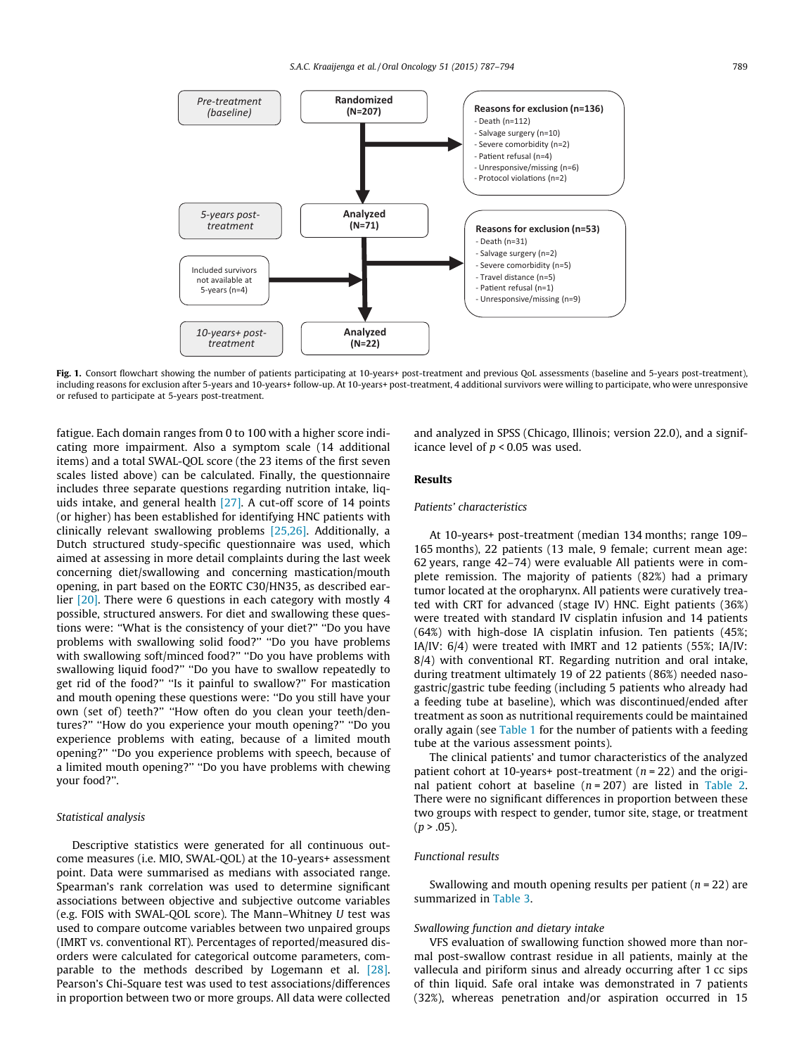Pre-treatment (baseline)

Randomized (N=207)

Reasons for exclusion (n=136)
- Death (n=112)
- Salvage surgery (n=10)
- Severe comorbidity (n=2)
- Patient refusal (n=4)
- Unresponsive/missing (n=6)
- Protocol violations (n=2)

5-years post-treatment

Analyzed (N=71)

Reasons for exclusion (n=53)
- Death (n=31)
- Salvage surgery (n=2)
- Severe comorbidity (n=5)
- Travel distance (n=5)
- Patient refusal (n=1)
- Unresponsive/missing (n=9)

Included survivors not available at 5-years (n=4)

10-years+ post-treatment

Analyzed (N=22)

**Fig. 1.** Consort flowchart showing the number of patients participating at 10-years+ post-treatment and previous QoL assessments (baseline and 5-years post-treatment), including reasons for exclusion after 5-years and 10-years+ follow-up. At 10-years+ post-treatment, 4 additional survivors were willing to participate, who were unresponsive or refused to participate at 5-years post-treatment.

fatigue. Each domain ranges from 0 to 100 with a higher score indicating more impairment. Also a symptom scale (14 additional items) and a total SWAL-QOL score (the 23 items of the first seven scales listed above) can be calculated. Finally, the questionnaire includes three separate questions regarding nutrition intake, liquids intake, and general health [27]. A cut-off score of 14 points (or higher) has been established for identifying HNC patients with clinically relevant swallowing problems [25,26]. Additionally, a Dutch structured study-specific questionnaire was used, which aimed at assessing in more detail complaints during the last week concerning diet/swallowing and concerning mastication/mouth opening, in part based on the EORTC C30/HN35, as described earlier [20]. There were 6 questions in each category with mostly 4 possible, structured answers. For diet and swallowing these questions were: "What is the consistency of your diet?" "Do you have problems with swallowing solid food?" "Do you have problems with swallowing soft/minced food?" "Do you have problems with swallowing liquid food?" "Do you have to swallow repeatedly to get rid of the food?" "Is it painful to swallow?" For mastication and mouth opening these questions were: "Do you still have your own (set of) teeth?" "How often do you clean your teeth/dentures?" "How do you experience your mouth opening?" "Do you experience problems with eating, because of a limited mouth opening?" "Do you experience problems with speech, because of a limited mouth opening?" "Do you have problems with chewing your food?".

### *Statistical analysis*

Descriptive statistics were generated for all continuous outcome measures (i.e. MIO, SWAL-QOL) at the 10-years+ assessment point. Data were summarised as medians with associated range. Spearman's rank correlation was used to determine significant associations between objective and subjective outcome variables (e.g. FOIS with SWAL-QOL score). The Mann–Whitney *U* test was used to compare outcome variables between two unpaired groups (IMRT vs. conventional RT). Percentages of reported/measured disorders were calculated for categorical outcome parameters, comparable to the methods described by Logemann et al. [28]. Pearson's Chi-Square test was used to test associations/differences in proportion between two or more groups. All data were collected and analyzed in SPSS (Chicago, Illinois; version 22.0), and a significance level of $p < 0.05$ was used.

## Results

### *Patients' characteristics*

At 10-years+ post-treatment (median 134 months; range 109–165 months), 22 patients (13 male, 9 female; current mean age: 62 years, range 42–74) were evaluable All patients were in complete remission. The majority of patients (82%) had a primary tumor located at the oropharynx. All patients were curatively treated with CRT for advanced (stage IV) HNC. Eight patients (36%) were treated with standard IV cisplatin infusion and 14 patients (64%) with high-dose IA cisplatin infusion. Ten patients (45%; IA/IV: 6/4) were treated with IMRT and 12 patients (55%; IA/IV: 8/4) with conventional RT. Regarding nutrition and oral intake, during treatment ultimately 19 of 22 patients (86%) needed nasogastric/gastric tube feeding (including 5 patients who already had a feeding tube at baseline), which was discontinued/ended after treatment as soon as nutritional requirements could be maintained orally again (see Table 1 for the number of patients with a feeding tube at the various assessment points).

The clinical patients' and tumor characteristics of the analyzed patient cohort at 10-years+ post-treatment ($n = 22$) and the original patient cohort at baseline ($n = 207$) are listed in Table 2. There were no significant differences in proportion between these two groups with respect to gender, tumor site, stage, or treatment ($p > .05$).

### *Functional results*

Swallowing and mouth opening results per patient ($n = 22$) are summarized in Table 3.

### *Swallowing function and dietary intake*

VFS evaluation of swallowing function showed more than normal post-swallow contrast residue in all patients, mainly at the vallecula and piriform sinus and already occurring after 1 cc sips of thin liquid. Safe oral intake was demonstrated in 7 patients (32%), whereas penetration and/or aspiration occurred in 15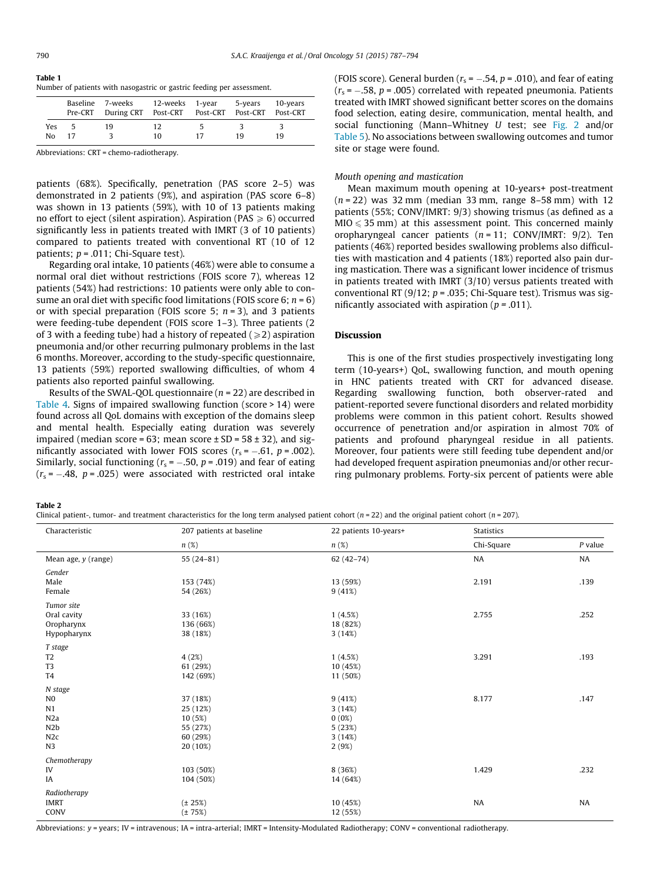**Table 1**
Number of patients with nasogastric or gastric feeding per assessment.

| | Baseline Pre-CRT | 7-weeks During CRT | 12-weeks Post-CRT | 1-year Post-CRT | 5-years Post-CRT | 10-years Post-CRT |
|---|---|---|---|---|---|---|
| Yes | 5 | 19 | 12 | 5 | 3 | 3 |
| No | 17 | 3 | 10 | 17 | 19 | 19 |

Abbreviations: CRT = chemo-radiotherapy.

patients (68%). Specifically, penetration (PAS score 2–5) was demonstrated in 2 patients (9%), and aspiration (PAS score 6–8) was shown in 13 patients (59%), with 10 of 13 patients making no effort to eject (silent aspiration). Aspiration (PAS $\geqslant 6$) occurred significantly less in patients treated with IMRT (3 of 10 patients) compared to patients treated with conventional RT (10 of 12 patients; $p = .011$; Chi-Square test).

Regarding oral intake, 10 patients (46%) were able to consume a normal oral diet without restrictions (FOIS score 7), whereas 12 patients (54%) had restrictions: 10 patients were only able to consume an oral diet with specific food limitations (FOIS score 6; $n = 6$) or with special preparation (FOIS score 5; $n = 3$), and 3 patients were feeding-tube dependent (FOIS score 1–3). Three patients (2 of 3 with a feeding tube) had a history of repeated ($\geqslant 2$) aspiration pneumonia and/or other recurring pulmonary problems in the last 6 months. Moreover, according to the study-specific questionnaire, 13 patients (59%) reported swallowing difficulties, of whom 4 patients also reported painful swallowing.

Results of the SWAL-QOL questionnaire ($n = 22$) are described in Table 4. Signs of impaired swallowing function (score > 14) were found across all QoL domains with exception of the domains sleep and mental health. Especially eating duration was severely impaired (median score = 63; mean score ± SD = 58 ± 32), and significantly associated with lower FOIS scores ($r_s = -.61$, $p = .002$). Similarly, social functioning ($r_s = -.50$, $p = .019$) and fear of eating ($r_s = -.48$, $p = .025$) were associated with restricted oral intake (FOIS score). General burden ($r_s = -.54$, $p = .010$), and fear of eating ($r_s = -.58$, $p = .005$) correlated with repeated pneumonia. Patients treated with IMRT showed significant better scores on the domains food selection, eating desire, communication, mental health, and social functioning (Mann–Whitney $U$ test; see Fig. 2 and/or Table 5). No associations between swallowing outcomes and tumor site or stage were found.

*Mouth opening and mastication*

Mean maximum mouth opening at 10-years+ post-treatment ($n = 22$) was 32 mm (median 33 mm, range 8–58 mm) with 12 patients (55%; CONV/IMRT: 9/3) showing trismus (as defined as a MIO $\leqslant$ 35 mm) at this assessment point. This concerned mainly oropharyngeal cancer patients ($n = 11$; CONV/IMRT: 9/2). Ten patients (46%) reported besides swallowing problems also difficulties with mastication and 4 patients (18%) reported also pain during mastication. There was a significant lower incidence of trismus in patients treated with IMRT (3/10) versus patients treated with conventional RT (9/12; $p = .035$; Chi-Square test). Trismus was significantly associated with aspiration ($p = .011$).

## Discussion

This is one of the first studies prospectively investigating long term (10-years+) QoL, swallowing function, and mouth opening in HNC patients treated with CRT for advanced disease. Regarding swallowing function, both observer-rated and patient-reported severe functional disorders and related morbidity problems were common in this patient cohort. Results showed occurrence of penetration and/or aspiration in almost 70% of patients and profound pharyngeal residue in all patients. Moreover, four patients were still feeding tube dependent and/or had developed frequent aspiration pneumonias and/or other recurring pulmonary problems. Forty-six percent of patients were able

**Table 2**
Clinical patient-, tumor- and treatment characteristics for the long term analysed patient cohort ($n = 22$) and the original patient cohort ($n = 207$).

| Characteristic | 207 patients at baseline | 22 patients 10-years+ | Statistics | |
|---|---|---|---|---|
| | $n$ (%) | $n$ (%) | Chi-Square | $P$ value |
| Mean age, y (range) | 55 (24–81) | 62 (42–74) | NA | NA |
| *Gender* | | | | |
| Male | 153 (74%) | 13 (59%) | 2.191 | .139 |
| Female | 54 (26%) | 9 (41%) | | |
| *Tumor site* | | | | |
| Oral cavity | 33 (16%) | 1 (4.5%) | 2.755 | .252 |
| Oropharynx | 136 (66%) | 18 (82%) | | |
| Hypopharynx | 38 (18%) | 3 (14%) | | |
| *T stage* | | | | |
| T2 | 4 (2%) | 1 (4.5%) | 3.291 | .193 |
| T3 | 61 (29%) | 10 (45%) | | |
| T4 | 142 (69%) | 11 (50%) | | |
| *N stage* | | | | |
| N0 | 37 (18%) | 9 (41%) | 8.177 | .147 |
| N1 | 25 (12%) | 3 (14%) | | |
| N2a | 10 (5%) | 0 (0%) | | |
| N2b | 55 (27%) | 5 (23%) | | |
| N2c | 60 (29%) | 3 (14%) | | |
| N3 | 20 (10%) | 2 (9%) | | |
| *Chemotherapy* | | | | |
| IV | 103 (50%) | 8 (36%) | 1.429 | .232 |
| IA | 104 (50%) | 14 (64%) | | |
| *Radiotherapy* | | | | |
| IMRT | (± 25%) | 10 (45%) | NA | NA |
| CONV | (± 75%) | 12 (55%) | | |

Abbreviations: y = years; IV = intravenous; IA = intra-arterial; IMRT = Intensity-Modulated Radiotherapy; CONV = conventional radiotherapy.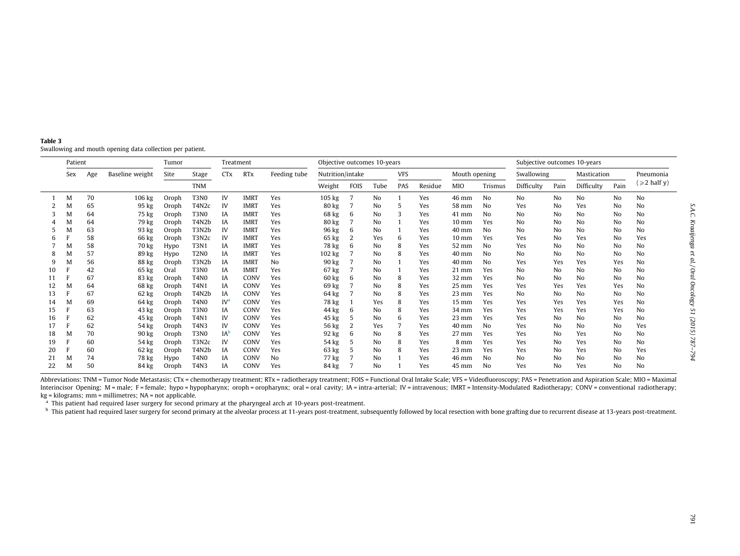**Table 3**
Swallowing and mouth opening data collection per patient.

| | Patient | | | Tumor | | Treatment | | | Objective outcomes 10-years | | | | | Mouth opening | | Subjective outcomes 10-years | | | | |
|---|---|---|---|---|---|---|---|---|---|---|---|---|---|---|---|---|---|---|---|---|
| | Sex | Age | Baseline weight | Site | Stage | CTx | RTx | Feeding tube | Nutrition/intake | | | VFS | | | | Swallowing | | Mastication | | Pneumonia |
| | | | | | TNM | | | | Weight | FOIS | Tube | PAS | Residue | MIO | Trismus | Difficulty | Pain | Difficulty | Pain | (⩾2 half y) |
| 1 | M | 70 | 106 kg | Oroph | T3N0 | IV | IMRT | Yes | 105 kg | 7 | No | 1 | Yes | 46 mm | No | No | No | No | No | No |
| 2 | M | 65 | 95 kg | Oroph | T4N2c | IV | IMRT | Yes | 80 kg | 7 | No | 5 | Yes | 58 mm | No | Yes | No | Yes | No | No |
| 3 | M | 64 | 75 kg | Oroph | T3N0 | IA | IMRT | Yes | 68 kg | 6 | No | 3 | Yes | 41 mm | No | No | No | No | No | No |
| 4 | M | 64 | 79 kg | Oroph | T4N2b | IA | IMRT | Yes | 80 kg | 7 | No | 1 | Yes | 10 mm | Yes | No | No | No | No | No |
| 5 | M | 63 | 93 kg | Oroph | T3N2b | IV | IMRT | Yes | 96 kg | 6 | No | 1 | Yes | 40 mm | No | No | No | No | No | No |
| 6 | F | 58 | 66 kg | Oroph | T3N2c | IV | IMRT | Yes | 65 kg | 2 | Yes | 6 | Yes | 10 mm | Yes | Yes | No | Yes | No | Yes |
| 7 | M | 58 | 70 kg | Hypo | T3N1 | IA | IMRT | Yes | 78 kg | 6 | No | 8 | Yes | 52 mm | No | Yes | No | No | No | No |
| 8 | M | 57 | 89 kg | Hypo | T2N0 | IA | IMRT | Yes | 102 kg | 7 | No | 8 | Yes | 40 mm | No | No | No | No | No | No |
| 9 | M | 56 | 88 kg | Oroph | T3N2b | IA | IMRT | No | 90 kg | 7 | No | 1 | Yes | 40 mm | No | Yes | Yes | Yes | Yes | No |
| 10 | F | 42 | 65 kg | Oral | T3N0 | IA | IMRT | Yes | 67 kg | 7 | No | 1 | Yes | 21 mm | Yes | No | No | No | No | No |
| 11 | F | 67 | 83 kg | Oroph | T4N0 | IA | CONV | Yes | 60 kg | 6 | No | 8 | Yes | 32 mm | Yes | No | No | No | No | No |
| 12 | M | 64 | 68 kg | Oroph | T4N1 | IA | CONV | Yes | 69 kg | 7 | No | 8 | Yes | 25 mm | Yes | Yes | Yes | Yes | Yes | No |
| 13 | F | 67 | 62 kg | Oroph | T4N2b | IA | CONV | Yes | 64 kg | 7 | No | 8 | Yes | 23 mm | Yes | No | No | No | No | No |
| 14 | M | 69 | 64 kg | Oroph | T4N0 | IV[a] | CONV | Yes | 78 kg | 1 | Yes | 8 | Yes | 15 mm | Yes | Yes | Yes | Yes | Yes | No |
| 15 | F | 63 | 43 kg | Oroph | T3N0 | IA | CONV | Yes | 44 kg | 6 | No | 8 | Yes | 34 mm | Yes | Yes | Yes | Yes | Yes | No |
| 16 | F | 62 | 45 kg | Oroph | T4N1 | IV | CONV | Yes | 45 kg | 5 | No | 6 | Yes | 23 mm | Yes | Yes | No | No | No | No |
| 17 | F | 62 | 54 kg | Oroph | T4N3 | IV | CONV | Yes | 56 kg | 2 | Yes | 7 | Yes | 40 mm | No | Yes | No | No | No | Yes |
| 18 | M | 70 | 90 kg | Oroph | T3N0 | IA[b] | CONV | Yes | 92 kg | 6 | No | 8 | Yes | 27 mm | Yes | Yes | No | Yes | No | No |
| 19 | F | 60 | 54 kg | Oroph | T3N2c | IV | CONV | Yes | 54 kg | 5 | No | 8 | Yes | 8 mm | Yes | Yes | No | Yes | No | No |
| 20 | F | 60 | 62 kg | Oroph | T4N2b | IA | CONV | Yes | 63 kg | 5 | No | 8 | Yes | 23 mm | Yes | Yes | No | Yes | No | Yes |
| 21 | M | 74 | 78 kg | Hypo | T4N0 | IA | CONV | No | 77 kg | 7 | No | 1 | Yes | 46 mm | No | No | No | No | No | No |
| 22 | M | 50 | 84 kg | Oroph | T4N3 | IA | CONV | Yes | 84 kg | 7 | No | 1 | Yes | 45 mm | No | Yes | No | Yes | No | No |

Abbreviations: TNM = Tumor Node Metastasis; CTx = chemotherapy treatment; RTx = radiotherapy treatment; FOIS = Functional Oral Intake Scale; VFS = Videofluoroscopy; PAS = Penetration and Aspiration Scale; MIO = Maximal Interincisor Opening; M = male; F = female; hypo = hypopharynx; oroph = oropharynx; oral = oral cavity; IA = intra-arterial; IV = intravenous; IMRT = Intensity-Modulated Radiotherapy; CONV = conventional radiotherapy; kg = kilograms; mm = millimetres; NA = not applicable.

[a] This patient had required laser surgery for second primary at the pharyngeal arch at 10-years post-treatment.

[b] This patient had required laser surgery for second primary at the alveolar process at 11-years post-treatment, subsequently followed by local resection with bone grafting due to recurrent disease at 13-years post-treatment.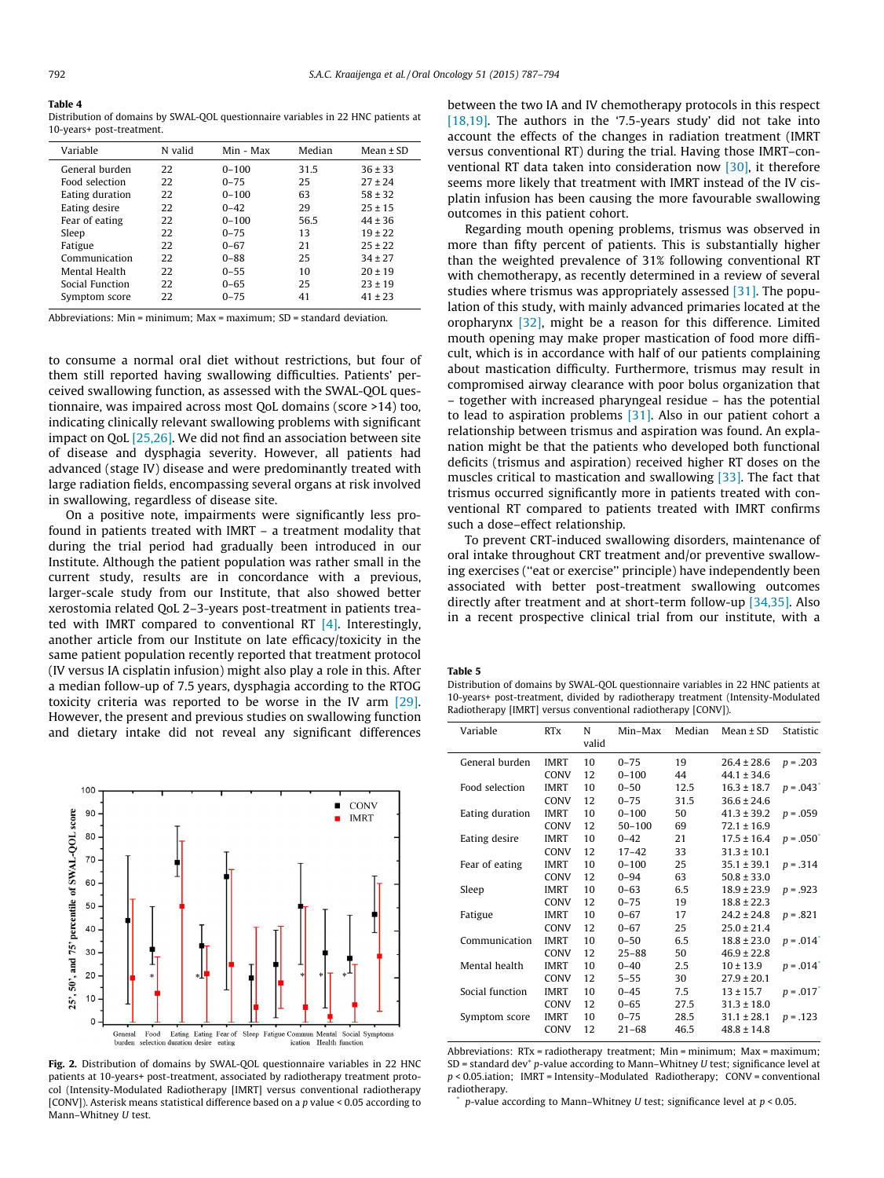**Table 4**
Distribution of domains by SWAL-QOL questionnaire variables in 22 HNC patients at 10-years+ post-treatment.

| Variable | N valid | Min - Max | Median | Mean ± SD |
|---|---|---|---|---|
| General burden | 22 | 0–100 | 31.5 | 36 ± 33 |
| Food selection | 22 | 0–75 | 25 | 27 ± 24 |
| Eating duration | 22 | 0–100 | 63 | 58 ± 32 |
| Eating desire | 22 | 0–42 | 29 | 25 ± 15 |
| Fear of eating | 22 | 0–100 | 56.5 | 44 ± 36 |
| Sleep | 22 | 0–75 | 13 | 19 ± 22 |
| Fatigue | 22 | 0–67 | 21 | 25 ± 22 |
| Communication | 22 | 0–88 | 25 | 34 ± 27 |
| Mental Health | 22 | 0–55 | 10 | 20 ± 19 |
| Social Function | 22 | 0–65 | 25 | 23 ± 19 |
| Symptom score | 22 | 0–75 | 41 | 41 ± 23 |

Abbreviations: Min = minimum; Max = maximum; SD = standard deviation.

to consume a normal oral diet without restrictions, but four of them still reported having swallowing difficulties. Patients' perceived swallowing function, as assessed with the SWAL-QOL questionnaire, was impaired across most QoL domains (score >14) too, indicating clinically relevant swallowing problems with significant impact on QoL [25,26]. We did not find an association between site of disease and dysphagia severity. However, all patients had advanced (stage IV) disease and were predominantly treated with large radiation fields, encompassing several organs at risk involved in swallowing, regardless of disease site.

On a positive note, impairments were significantly less profound in patients treated with IMRT – a treatment modality that during the trial period had gradually been introduced in our Institute. Although the patient population was rather small in the current study, results are in concordance with a previous, larger-scale study from our Institute, that also showed better xerostomia related QoL 2–3-years post-treatment in patients treated with IMRT compared to conventional RT [4]. Interestingly, another article from our Institute on late efficacy/toxicity in the same patient population recently reported that treatment protocol (IV versus IA cisplatin infusion) might also play a role in this. After a median follow-up of 7.5 years, dysphagia according to the RTOG toxicity criteria was reported to be worse in the IV arm [29]. However, the present and previous studies on swallowing function and dietary intake did not reveal any significant differences between the two IA and IV chemotherapy protocols in this respect [18,19]. The authors in the '7.5-years study' did not take into account the effects of the changes in radiation treatment (IMRT versus conventional RT) during the trial. Having those IMRT–conventional RT data taken into consideration now [30], it therefore seems more likely that treatment with IMRT instead of the IV cisplatin infusion has been causing the more favourable swallowing outcomes in this patient cohort.

Regarding mouth opening problems, trismus was observed in more than fifty percent of patients. This is substantially higher than the weighted prevalence of 31% following conventional RT with chemotherapy, as recently determined in a review of several studies where trismus was appropriately assessed [31]. The population of this study, with mainly advanced primaries located at the oropharynx [32], might be a reason for this difference. Limited mouth opening may make proper mastication of food more difficult, which is in accordance with half of our patients complaining about mastication difficulty. Furthermore, trismus may result in compromised airway clearance with poor bolus organization that – together with increased pharyngeal residue – has the potential to lead to aspiration problems [31]. Also in our patient cohort a relationship between trismus and aspiration was found. An explanation might be that the patients who developed both functional deficits (trismus and aspiration) received higher RT doses on the muscles critical to mastication and swallowing [33]. The fact that trismus occurred significantly more in patients treated with conventional RT compared to patients treated with IMRT confirms such a dose–effect relationship.

To prevent CRT-induced swallowing disorders, maintenance of oral intake throughout CRT treatment and/or preventive swallowing exercises ("eat or exercise" principle) have independently been associated with better post-treatment swallowing outcomes directly after treatment and at short-term follow-up [34,35]. Also in a recent prospective clinical trial from our institute, with a

**Fig. 2.** Distribution of domains by SWAL-QOL questionnaire variables in 22 HNC patients at 10-years+ post-treatment, associated by radiotherapy treatment protocol (Intensity-Modulated Radiotherapy [IMRT] versus conventional radiotherapy [CONV]). Asterisk means statistical difference based on a p value < 0.05 according to Mann–Whitney U test.

**Table 5**
Distribution of domains by SWAL-QOL questionnaire variables in 22 HNC patients at 10-years+ post-treatment, divided by radiotherapy treatment (Intensity-Modulated Radiotherapy [IMRT] versus conventional radiotherapy [CONV]).

| Variable | RTx | N valid | Min–Max | Median | Mean ± SD | Statistic |
|---|---|---|---|---|---|---|
| General burden | IMRT | 10 | 0–75 | 19 | 26.4 ± 28.6 | $p = .203$ |
| | CONV | 12 | 0–100 | 44 | 44.1 ± 34.6 | |
| Food selection | IMRT | 10 | 0–50 | 12.5 | 16.3 ± 18.7 | $p = .043^*$ |
| | CONV | 12 | 0–75 | 31.5 | 36.6 ± 24.6 | |
| Eating duration | IMRT | 10 | 0–100 | 50 | 41.3 ± 39.2 | $p = .059$ |
| | CONV | 12 | 50–100 | 69 | 72.1 ± 16.9 | |
| Eating desire | IMRT | 10 | 0–42 | 21 | 17.5 ± 16.4 | $p = .050^*$ |
| | CONV | 12 | 17–42 | 33 | 31.3 ± 10.1 | |
| Fear of eating | IMRT | 10 | 0–100 | 25 | 35.1 ± 39.1 | $p = .314$ |
| | CONV | 12 | 0–94 | 63 | 50.8 ± 33.0 | |
| Sleep | IMRT | 10 | 0–63 | 6.5 | 18.9 ± 23.9 | $p = .923$ |
| | CONV | 12 | 0–75 | 19 | 18.8 ± 22.3 | |
| Fatigue | IMRT | 10 | 0–67 | 17 | 24.2 ± 24.8 | $p = .821$ |
| | CONV | 12 | 0–67 | 25 | 25.0 ± 21.4 | |
| Communication | IMRT | 10 | 0–50 | 6.5 | 18.8 ± 23.0 | $p = .014^*$ |
| | CONV | 12 | 25–88 | 50 | 46.9 ± 22.8 | |
| Mental health | IMRT | 10 | 0–40 | 2.5 | 10 ± 13.9 | $p = .014^*$ |
| | CONV | 12 | 5–55 | 30 | 27.9 ± 20.1 | |
| Social function | IMRT | 10 | 0–45 | 7.5 | 13 ± 15.7 | $p = .017^*$ |
| | CONV | 12 | 0–65 | 27.5 | 31.3 ± 18.0 | |
| Symptom score | IMRT | 10 | 0–75 | 28.5 | 31.1 ± 28.1 | $p = .123$ |
| | CONV | 12 | 21–68 | 46.5 | 48.8 ± 14.8 | |

Abbreviations: RTx = radiotherapy treatment; Min = minimum; Max = maximum; SD = standard dev* p-value according to Mann–Whitney U test; significance level at $p < 0.05$.iation; IMRT = Intensity-Modulated Radiotherapy; CONV = conventional radiotherapy.

\* p-value according to Mann–Whitney U test; significance level at $p < 0.05$.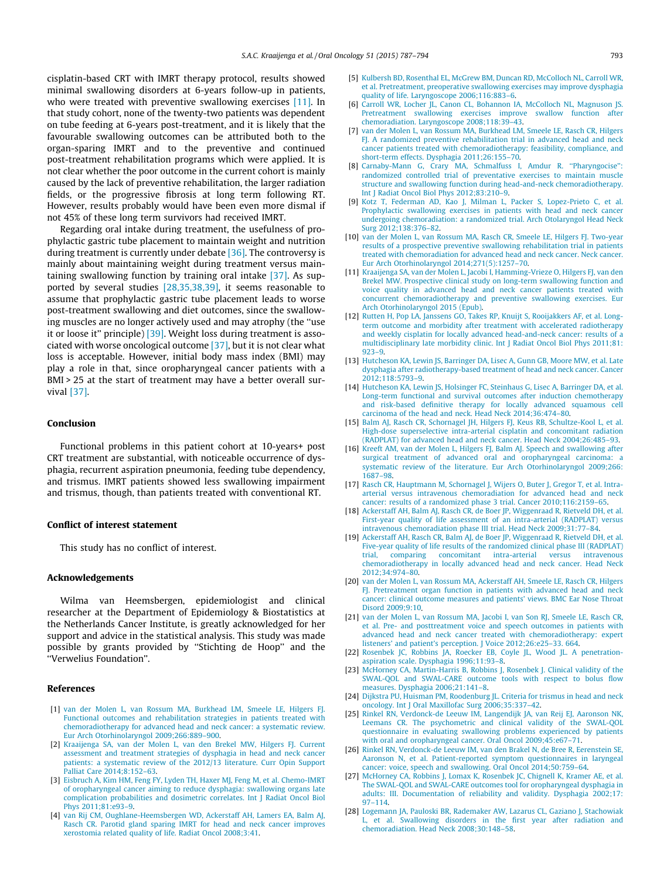cisplatin-based CRT with IMRT therapy protocol, results showed minimal swallowing disorders at 6-years follow-up in patients, who were treated with preventive swallowing exercises [11]. In that study cohort, none of the twenty-two patients was dependent on tube feeding at 6-years post-treatment, and it is likely that the favourable swallowing outcomes can be attributed both to the organ-sparing IMRT and to the preventive and continued post-treatment rehabilitation programs which were applied. It is not clear whether the poor outcome in the current cohort is mainly caused by the lack of preventive rehabilitation, the larger radiation fields, or the progressive fibrosis at long term following RT. However, results probably would have been even more dismal if not 45% of these long term survivors had received IMRT.

Regarding oral intake during treatment, the usefulness of prophylactic gastric tube placement to maintain weight and nutrition during treatment is currently under debate [36]. The controversy is mainly about maintaining weight during treatment versus maintaining swallowing function by training oral intake [37]. As supported by several studies [28,35,38,39], it seems reasonable to assume that prophylactic gastric tube placement leads to worse post-treatment swallowing and diet outcomes, since the swallowing muscles are no longer actively used and may atrophy (the "use it or loose it" principle) [39]. Weight loss during treatment is associated with worse oncological outcome [37], but it is not clear what loss is acceptable. However, initial body mass index (BMI) may play a role in that, since oropharyngeal cancer patients with a BMI > 25 at the start of treatment may have a better overall survival [37].

## Conclusion

Functional problems in this patient cohort at 10-years+ post CRT treatment are substantial, with noticeable occurrence of dysphagia, recurrent aspiration pneumonia, feeding tube dependency, and trismus. IMRT patients showed less swallowing impairment and trismus, though, than patients treated with conventional RT.

## Conflict of interest statement

This study has no conflict of interest.

## Acknowledgements

Wilma van Heemsbergen, epidemiologist and clinical researcher at the Department of Epidemiology & Biostatistics at the Netherlands Cancer Institute, is greatly acknowledged for her support and advice in the statistical analysis. This study was made possible by grants provided by "Stichting de Hoop" and the "Verwelius Foundation".

## References

[1] van der Molen L, van Rossum MA, Burkhead LM, Smeele LE, Hilgers FJ. Functional outcomes and rehabilitation strategies in patients treated with chemoradiotherapy for advanced head and neck cancer: a systematic review. Eur Arch Otorhinolaryngol 2009;266:889–900.

[2] Kraaijenga SA, van der Molen L, van den Brekel MW, Hilgers FJ. Current assessment and treatment strategies of dysphagia in head and neck cancer patients: a systematic review of the 2012/13 literature. Curr Opin Support Palliat Care 2014;8:152–63.

[3] Eisbruch A, Kim HM, Feng FY, Lyden TH, Haxer MJ, Feng M, et al. Chemo-IMRT of oropharyngeal cancer aiming to reduce dysphagia: swallowing organs late complication probabilities and dosimetric correlates. Int J Radiat Oncol Biol Phys 2011;81:e93–9.

[4] van Rij CM, Oughlane-Heemsbergen WD, Ackerstaff AH, Lamers EA, Balm AJ, Rasch CR. Parotid gland sparing IMRT for head and neck cancer improves xerostomia related quality of life. Radiat Oncol 2008;3:41.

[5] Kulbersh BD, Rosenthal EL, McGrew BM, Duncan RD, McColloch NL, Carroll WR, et al. Pretreatment, preoperative swallowing exercises may improve dysphagia quality of life. Laryngoscope 2006;116:883–6.

[6] Carroll WR, Locher JL, Canon CL, Bohannon IA, McColloch NL, Magnuson JS. Pretreatment swallowing exercises improve swallow function after chemoradiation. Laryngoscope 2008;118:39–43.

[7] van der Molen L, van Rossum MA, Burkhead LM, Smeele LE, Rasch CR, Hilgers FJ. A randomized preventive rehabilitation trial in advanced head and neck cancer patients treated with chemoradiotherapy: feasibility, compliance, and short-term effects. Dysphagia 2011;26:155–70.

[8] Carnaby-Mann G, Crary MA, Schmalfuss I, Amdur R. "Pharyngocise": randomized controlled trial of preventative exercises to maintain muscle structure and swallowing function during head-and-neck chemoradiotherapy. Int J Radiat Oncol Biol Phys 2012;83:210–9.

[9] Kotz T, Federman AD, Kao J, Milman L, Packer S, Lopez-Prieto C, et al. Prophylactic swallowing exercises in patients with head and neck cancer undergoing chemoradiation: a randomized trial. Arch Otolaryngol Head Neck Surg 2012;138:376–82.

[10] van der Molen L, van Rossum MA, Rasch CR, Smeele LE, Hilgers FJ. Two-year results of a prospective preventive swallowing rehabilitation trial in patients treated with chemoradiation for advanced head and neck cancer. Neck cancer. Eur Arch Otorhinolaryngol 2014;271(5):1257–70.

[11] Kraaijenga SA, van der Molen L, Jacobi I, Hamming-Vrieze O, Hilgers FJ, van den Brekel MW. Prospective clinical study on long-term swallowing function and voice quality in advanced head and neck cancer patients treated with concurrent chemoradiotherapy and preventive swallowing exercises. Eur Arch Otorhinolaryngol 2015 (Epub).

[12] Rutten H, Pop LA, Janssens GO, Takes RP, Knuijt S, Rooijakkers AF, et al. Long-term outcome and morbidity after treatment with accelerated radiotherapy and weekly cisplatin for locally advanced head-and-neck cancer: results of a multidisciplinary late morbidity clinic. Int J Radiat Oncol Biol Phys 2011;81:923–9.

[13] Hutcheson KA, Lewin JS, Barringer DA, Lisec A, Gunn GB, Moore MW, et al. Late dysphagia after radiotherapy-based treatment of head and neck cancer. Cancer 2012;118:5793–9.

[14] Hutcheson KA, Lewin JS, Holsinger FC, Steinhaus G, Lisec A, Barringer DA, et al. Long-term functional and survival outcomes after induction chemotherapy and risk-based definitive therapy for locally advanced squamous cell carcinoma of the head and neck. Head Neck 2014;36:474–80.

[15] Balm AJ, Rasch CR, Schornagel JH, Hilgers FJ, Keus RB, Schultze-Kool L, et al. High-dose superselective intra-arterial cisplatin and concomitant radiation (RADPLAT) for advanced head and neck cancer. Head Neck 2004;26:485–93.

[16] Kreeft AM, van der Molen L, Hilgers FJ, Balm AJ. Speech and swallowing after surgical treatment of advanced oral and oropharyngeal carcinoma: a systematic review of the literature. Eur Arch Otorhinolaryngol 2009;266:1687–98.

[17] Rasch CR, Hauptmann M, Schornagel J, Wijers O, Buter J, Gregor T, et al. Intra-arterial versus intravenous chemoradiation for advanced head and neck cancer: results of a randomized phase 3 trial. Cancer 2010;116:2159–65.

[18] Ackerstaff AH, Balm AJ, Rasch CR, de Boer JP, Wiggenraad R, Rietveld DH, et al. First-year quality of life assessment of an intra-arterial (RADPLAT) versus intravenous chemoradiation phase III trial. Head Neck 2009;31:77–84.

[19] Ackerstaff AH, Rasch CR, Balm AJ, de Boer JP, Wiggenraad R, Rietveld DH, et al. Five-year quality of life results of the randomized clinical phase III (RADPLAT) trial, comparing concomitant intra-arterial versus intravenous chemoradiotherapy in locally advanced head and neck cancer. Head Neck 2012;34:974–80.

[20] van der Molen L, van Rossum MA, Ackerstaff AH, Smeele LE, Rasch CR, Hilgers FJ. Pretreatment organ function in patients with advanced head and neck cancer: clinical outcome measures and patients' views. BMC Ear Nose Throat Disord 2009;9:10.

[21] van der Molen L, van Rossum MA, Jacobi I, van Son RJ, Smeele LE, Rasch CR, et al. Pre- and posttreatment voice and speech outcomes in patients with advanced head and neck cancer treated with chemoradiotherapy: expert listeners' and patient's perception. J Voice 2012;26:e25–33. 664.

[22] Rosenbek JC, Robbins JA, Roecker EB, Coyle JL, Wood JL. A penetration-aspiration scale. Dysphagia 1996;11:93–8.

[23] McHorney CA, Martin-Harris B, Robbins J, Rosenbek J. Clinical validity of the SWAL-QOL and SWAL-CARE outcome tools with respect to bolus flow measures. Dysphagia 2006;21:141–8.

[24] Dijkstra PU, Huisman PM, Roodenburg JL. Criteria for trismus in head and neck oncology. Int J Oral Maxillofac Surg 2006;35:337–42.

[25] Rinkel RN, Verdonck-de Leeuw IM, Langendijk JA, van Reij EJ, Aaronson NK, Leemans CR. The psychometric and clinical validity of the SWAL-QOL questionnaire in evaluating swallowing problems experienced by patients with oral and oropharyngeal cancer. Oral Oncol 2009;45:e67–71.

[26] Rinkel RN, Verdonck-de Leeuw IM, van den Brakel N, de Bree R, Eerenstein SE, Aaronson N, et al. Patient-reported symptom questionnaires in laryngeal cancer: voice, speech and swallowing. Oral Oncol 2014;50:759–64.

[27] McHorney CA, Robbins J, Lomax K, Rosenbek JC, Chignell K, Kramer AE, et al. The SWAL-QOL and SWAL-CARE outcomes tool for oropharyngeal dysphagia in adults: III. Documentation of reliability and validity. Dysphagia 2002;17:97–114.

[28] Logemann JA, Pauloski BR, Rademaker AW, Lazarus CL, Gaziano J, Stachowiak L, et al. Swallowing disorders in the first year after radiation and chemoradiation. Head Neck 2008;30:148–58.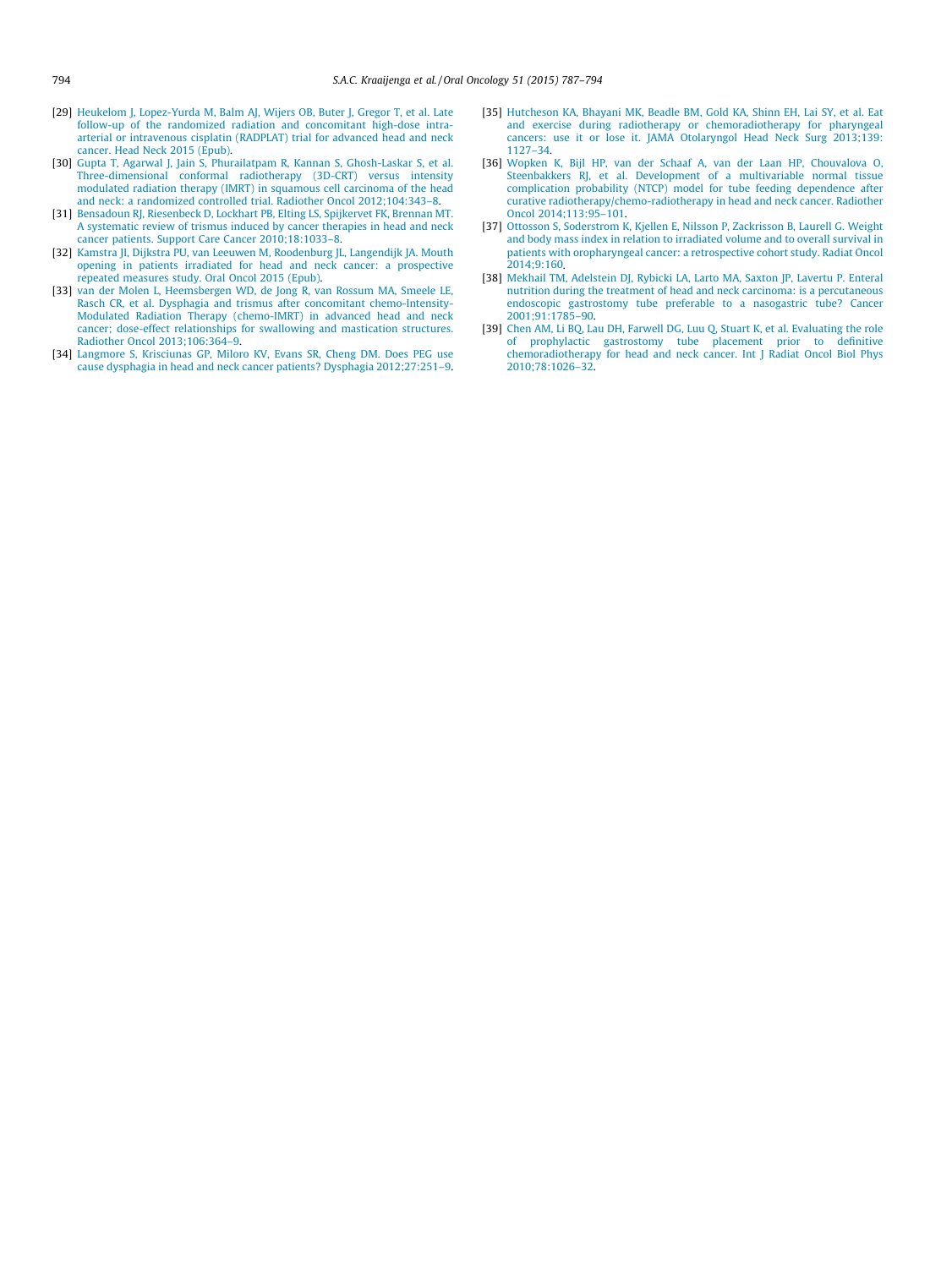[29] Heukelom J, Lopez-Yurda M, Balm AJ, Wijers OB, Buter J, Gregor T, et al. Late follow-up of the randomized radiation and concomitant high-dose intra-arterial or intravenous cisplatin (RADPLAT) trial for advanced head and neck cancer. Head Neck 2015 (Epub).

[30] Gupta T, Agarwal J, Jain S, Phurailatpam R, Kannan S, Ghosh-Laskar S, et al. Three-dimensional conformal radiotherapy (3D-CRT) versus intensity modulated radiation therapy (IMRT) in squamous cell carcinoma of the head and neck: a randomized controlled trial. Radiother Oncol 2012;104:343–8.

[31] Bensadoun RJ, Riesenbeck D, Lockhart PB, Elting LS, Spijkervet FK, Brennan MT. A systematic review of trismus induced by cancer therapies in head and neck cancer patients. Support Care Cancer 2010;18:1033–8.

[32] Kamstra JI, Dijkstra PU, van Leeuwen M, Roodenburg JL, Langendijk JA. Mouth opening in patients irradiated for head and neck cancer: a prospective repeated measures study. Oral Oncol 2015 (Epub).

[33] van der Molen L, Heemsbergen WD, de Jong R, van Rossum MA, Smeele LE, Rasch CR, et al. Dysphagia and trismus after concomitant chemo-Intensity-Modulated Radiation Therapy (chemo-IMRT) in advanced head and neck cancer; dose-effect relationships for swallowing and mastication structures. Radiother Oncol 2013;106:364–9.

[34] Langmore S, Krisciunas GP, Miloro KV, Evans SR, Cheng DM. Does PEG use cause dysphagia in head and neck cancer patients? Dysphagia 2012;27:251–9.

[35] Hutcheson KA, Bhayani MK, Beadle BM, Gold KA, Shinn EH, Lai SY, et al. Eat and exercise during radiotherapy or chemoradiotherapy for pharyngeal cancers: use it or lose it. JAMA Otolaryngol Head Neck Surg 2013;139:1127–34.

[36] Wopken K, Bijl HP, van der Schaaf A, van der Laan HP, Chouvalova O, Steenbakkers RJ, et al. Development of a multivariable normal tissue complication probability (NTCP) model for tube feeding dependence after curative radiotherapy/chemo-radiotherapy in head and neck cancer. Radiother Oncol 2014;113:95–101.

[37] Ottosson S, Soderstrom K, Kjellen E, Nilsson P, Zackrisson B, Laurell G. Weight and body mass index in relation to irradiated volume and to overall survival in patients with oropharyngeal cancer: a retrospective cohort study. Radiat Oncol 2014;9:160.

[38] Mekhail TM, Adelstein DJ, Rybicki LA, Larto MA, Saxton JP, Lavertu P. Enteral nutrition during the treatment of head and neck carcinoma: is a percutaneous endoscopic gastrostomy tube preferable to a nasogastric tube? Cancer 2001;91:1785–90.

[39] Chen AM, Li BQ, Lau DH, Farwell DG, Luu Q, Stuart K, et al. Evaluating the role of prophylactic gastrostomy tube placement prior to definitive chemoradiotherapy for head and neck cancer. Int J Radiat Oncol Biol Phys 2010;78:1026–32.